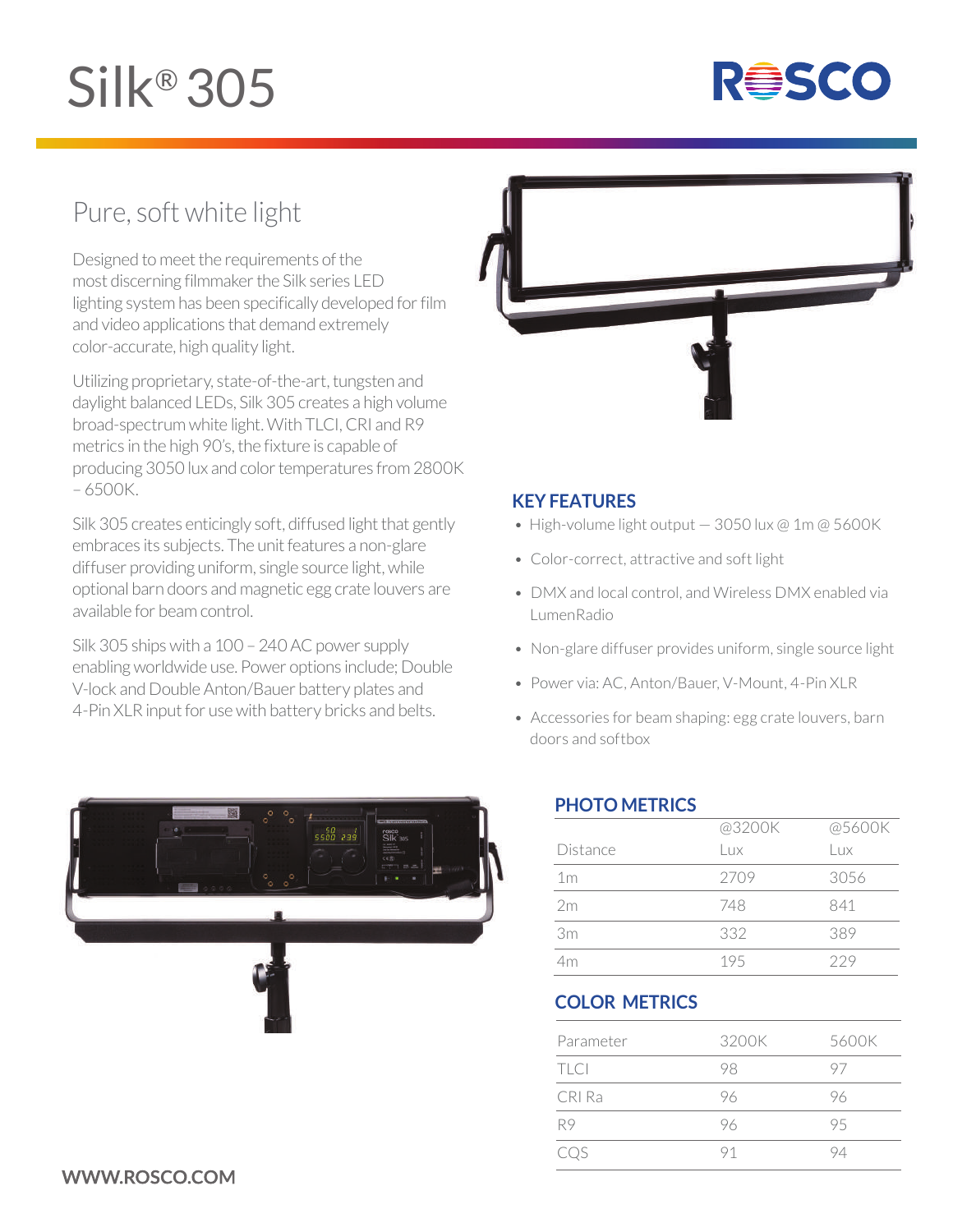# Silk® 305

## Pure, soft white light

Designed to meet the requirements of the most discerning filmmaker the Silk series LED lighting system has been specifically developed for film and video applications that demand extremely color-accurate, high quality light.

Utilizing proprietary, state-of-the-art, tungsten and daylight balanced LEDs, Silk 305 creates a high volume broad-spectrum white light. With TLCI, CRI and R9 metrics in the high 90's, the fixture is capable of producing 3050 lux and color temperatures from 2800K – 6500K.

Silk 305 creates enticingly soft, diffused light that gently embraces its subjects. The unit features a non-glare diffuser providing uniform, single source light, while optional barn doors and magnetic egg crate louvers are available for beam control.

Silk 305 ships with a 100 – 240 AC power supply enabling worldwide use. Power options include; Double V-lock and Double Anton/Bauer battery plates and 4-Pin XLR input for use with battery bricks and belts.

### KEY FEATURES

- High-volume light output — 3050 lux @ 1m @ 5600K
- Color-correct, attractive and soft light
- DMX and local control, and Wireless DMX enabled via LumenRadio
- Non-glare diffuser provides uniform, single source light
- Power via: AC, Anton/Bauer, V-Mount, 4-Pin XLR
- Accessories for beam shaping: egg crate louvers, barn doors and softbox

### PHOTO METRICS

| Distance | @3200K Lux | @5600K Lux |
|---|---|---|
| 1m | 2709 | 3056 |
| 2m | 748 | 841 |
| 3m | 332 | 389 |
| 4m | 195 | 229 |

### COLOR METRICS

| Parameter | 3200K | 5600K |
|---|---|---|
| TLCI | 98 | 97 |
| CRI Ra | 96 | 96 |
| R9 | 96 | 95 |
| CQS | 91 | 94 |

**WWW.ROSCO.COM**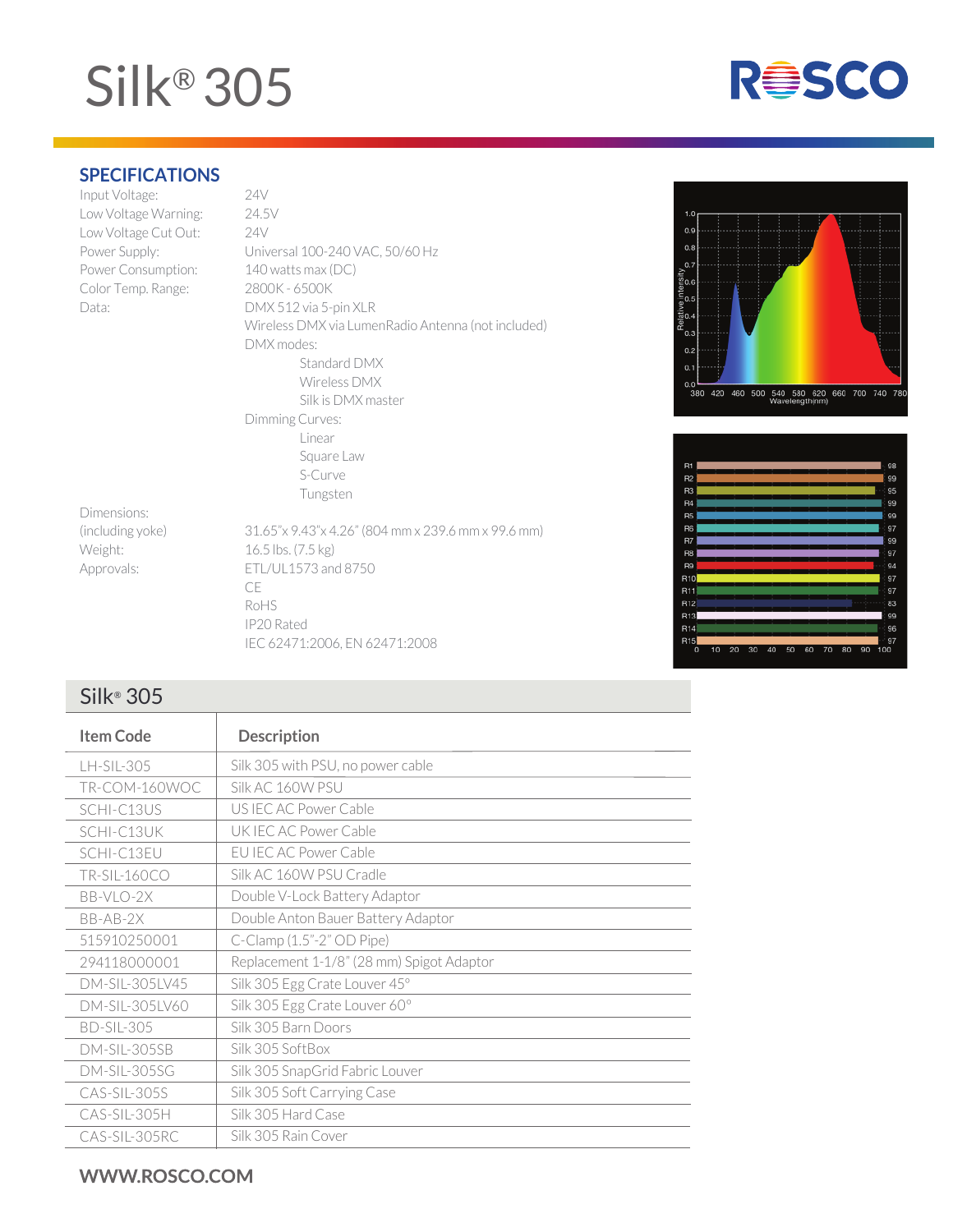# Silk® 305

## SPECIFICATIONS

| | |
|---|---|
| Input Voltage: | 24V |
| Low Voltage Warning: | 24.5V |
| Low Voltage Cut Out: | 24V |
| Power Supply: | Universal 100-240 VAC, 50/60 Hz |
| Power Consumption: | 140 watts max (DC) |
| Color Temp. Range: | 2800K - 6500K |
| Data: | DMX 512 via 5-pin XLR<br>Wireless DMX via LumenRadio Antenna (not included)<br>DMX modes:<br>Standard DMX<br>Wireless DMX<br>Silk is DMX master<br>Dimming Curves:<br>Linear<br>Square Law<br>S-Curve<br>Tungsten |
| Dimensions:<br>(including yoke) | 31.65"x 9.43"x 4.26" (804 mm x 239.6 mm x 99.6 mm) |
| Weight: | 16.5 lbs. (7.5 kg) |
| Approvals: | ETL/UL1573 and 8750<br>CE<br>RoHS<br>IP20 Rated<br>IEC 62471:2006, EN 62471:2008 |

Relative intensity
1.0
0.9
0.8
0.7
0.6
0.5
0.4
0.3
0.2
0.1
0.0
380 420 460 500 540 580 620 660 700 740 780
Wavelength(nm)

R1 98
R2 99
R3 95
R4 99
R5 99
R6 97
R7 99
R8 97
R9 94
R10 97
R11 97
R12 83
R13 99
R14 96
R15 97
0 10 20 30 40 50 60 70 80 90 100

## Silk® 305

| Item Code | Description |
|---|---|
| LH-SIL-305 | Silk 305 with PSU, no power cable |
| TR-COM-160WOC | Silk AC 160W PSU |
| SCHI-C13US | US IEC AC Power Cable |
| SCHI-C13UK | UK IEC AC Power Cable |
| SCHI-C13EU | EU IEC AC Power Cable |
| TR-SIL-160CO | Silk AC 160W PSU Cradle |
| BB-VLO-2X | Double V-Lock Battery Adaptor |
| BB-AB-2X | Double Anton Bauer Battery Adaptor |
| 515910250001 | C-Clamp (1.5"-2" OD Pipe) |
| 294118000001 | Replacement 1-1/8" (28 mm) Spigot Adaptor |
| DM-SIL-305LV45 | Silk 305 Egg Crate Louver 45° |
| DM-SIL-305LV60 | Silk 305 Egg Crate Louver 60° |
| BD-SIL-305 | Silk 305 Barn Doors |
| DM-SIL-305SB | Silk 305 SoftBox |
| DM-SIL-305SG | Silk 305 SnapGrid Fabric Louver |
| CAS-SIL-305S | Silk 305 Soft Carrying Case |
| CAS-SIL-305H | Silk 305 Hard Case |
| CAS-SIL-305RC | Silk 305 Rain Cover |

**WWW.ROSCO.COM**